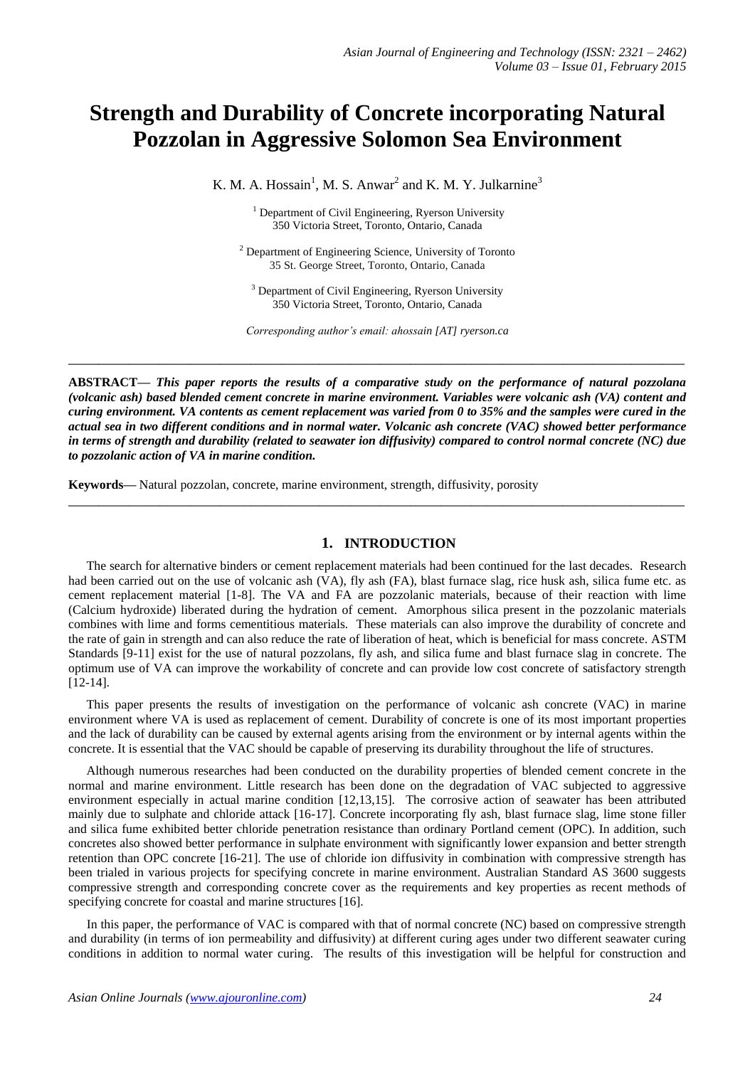# Strength and Durability of Concrete incorporating Natural Pozzolan in Aggressive Solomon Sea Environment

K. M. A. Hossain[1], M. S. Anwar[2] and K. M. Y. Julkarnine[3]

[1] Department of Civil Engineering, Ryerson University
350 Victoria Street, Toronto, Ontario, Canada

[2] Department of Engineering Science, University of Toronto
35 St. George Street, Toronto, Ontario, Canada

[3] Department of Civil Engineering, Ryerson University
350 Victoria Street, Toronto, Ontario, Canada

*Corresponding author's email: ahossain [AT] ryerson.ca*

---

**ABSTRACT—** ***This paper reports the results of a comparative study on the performance of natural pozzolana (volcanic ash) based blended cement concrete in marine environment. Variables were volcanic ash (VA) content and curing environment. VA contents as cement replacement was varied from 0 to 35% and the samples were cured in the actual sea in two different conditions and in normal water. Volcanic ash concrete (VAC) showed better performance in terms of strength and durability (related to seawater ion diffusivity) compared to control normal concrete (NC) due to pozzolanic action of VA in marine condition.***

**Keywords—** Natural pozzolan, concrete, marine environment, strength, diffusivity, porosity

---

## 1. INTRODUCTION

The search for alternative binders or cement replacement materials had been continued for the last decades. Research had been carried out on the use of volcanic ash (VA), fly ash (FA), blast furnace slag, rice husk ash, silica fume etc. as cement replacement material [1-8]. The VA and FA are pozzolanic materials, because of their reaction with lime (Calcium hydroxide) liberated during the hydration of cement. Amorphous silica present in the pozzolanic materials combines with lime and forms cementitious materials. These materials can also improve the durability of concrete and the rate of gain in strength and can also reduce the rate of liberation of heat, which is beneficial for mass concrete. ASTM Standards [9-11] exist for the use of natural pozzolans, fly ash, and silica fume and blast furnace slag in concrete. The optimum use of VA can improve the workability of concrete and can provide low cost concrete of satisfactory strength [12-14].

This paper presents the results of investigation on the performance of volcanic ash concrete (VAC) in marine environment where VA is used as replacement of cement. Durability of concrete is one of its most important properties and the lack of durability can be caused by external agents arising from the environment or by internal agents within the concrete. It is essential that the VAC should be capable of preserving its durability throughout the life of structures.

Although numerous researches had been conducted on the durability properties of blended cement concrete in the normal and marine environment. Little research has been done on the degradation of VAC subjected to aggressive environment especially in actual marine condition [12,13,15]. The corrosive action of seawater has been attributed mainly due to sulphate and chloride attack [16-17]. Concrete incorporating fly ash, blast furnace slag, lime stone filler and silica fume exhibited better chloride penetration resistance than ordinary Portland cement (OPC). In addition, such concretes also showed better performance in sulphate environment with significantly lower expansion and better strength retention than OPC concrete [16-21]. The use of chloride ion diffusivity in combination with compressive strength has been trialed in various projects for specifying concrete in marine environment. Australian Standard AS 3600 suggests compressive strength and corresponding concrete cover as the requirements and key properties as recent methods of specifying concrete for coastal and marine structures [16].

In this paper, the performance of VAC is compared with that of normal concrete (NC) based on compressive strength and durability (in terms of ion permeability and diffusivity) at different curing ages under two different seawater curing conditions in addition to normal water curing. The results of this investigation will be helpful for construction and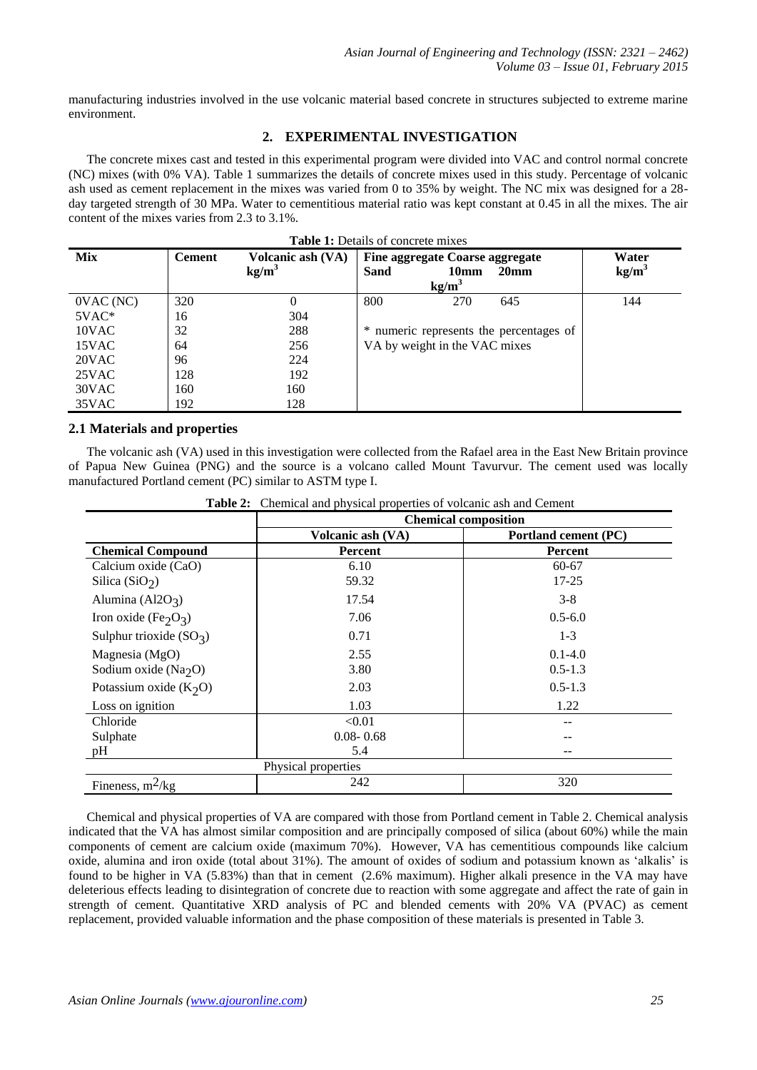manufacturing industries involved in the use volcanic material based concrete in structures subjected to extreme marine environment.

## 2. EXPERIMENTAL INVESTIGATION

The concrete mixes cast and tested in this experimental program were divided into VAC and control normal concrete (NC) mixes (with 0% VA). Table 1 summarizes the details of concrete mixes used in this study. Percentage of volcanic ash used as cement replacement in the mixes was varied from 0 to 35% by weight. The NC mix was designed for a 28-day targeted strength of 30 MPa. Water to cementitious material ratio was kept constant at 0.45 in all the mixes. The air content of the mixes varies from 2.3 to 3.1%.

**Table 1:** Details of concrete mixes

| Mix | Cement | Volcanic ash (VA) $kg/m^3$ | Fine aggregate Sand | Coarse aggregate 10mm | Coarse aggregate 20mm | Water $kg/m^3$ |
|---|---|---|---|---|---|---|
| | | | $kg/m^3$ | | | |
| 0VAC (NC) | 320 | 0 | 800 | 270 | 645 | 144 |
| 5VAC* | 16 | 304 | * numeric represents the percentages of VA by weight in the VAC mixes | | | |
| 10VAC | 32 | 288 | | | | |
| 15VAC | 64 | 256 | | | | |
| 20VAC | 96 | 224 | | | | |
| 25VAC | 128 | 192 | | | | |
| 30VAC | 160 | 160 | | | | |
| 35VAC | 192 | 128 | | | | |

### 2.1 Materials and properties

The volcanic ash (VA) used in this investigation were collected from the Rafael area in the East New Britain province of Papua New Guinea (PNG) and the source is a volcano called Mount Tavurvur. The cement used was locally manufactured Portland cement (PC) similar to ASTM type I.

**Table 2:** Chemical and physical properties of volcanic ash and Cement

| | Chemical composition | |
|---|---|---|
| | Volcanic ash (VA) | Portland cement (PC) |
| **Chemical Compound** | **Percent** | **Percent** |
| Calcium oxide (CaO) | 6.10 | 60-67 |
| Silica ($SiO_2$) | 59.32 | 17-25 |
| Alumina ($Al2O_3$) | 17.54 | 3-8 |
| Iron oxide ($Fe_2O_3$) | 7.06 | 0.5-6.0 |
| Sulphur trioxide ($SO_3$) | 0.71 | 1-3 |
| Magnesia (MgO) | 2.55 | 0.1-4.0 |
| Sodium oxide ($Na_2O$) | 3.80 | 0.5-1.3 |
| Potassium oxide ($K_2O$) | 2.03 | 0.5-1.3 |
| Loss on ignition | 1.03 | 1.22 |
| Chloride | <0.01 | -- |
| Sulphate | 0.08- 0.68 | -- |
| pH | 5.4 | -- |
| Physical properties | | |
| Fineness, $m^2/kg$ | 242 | 320 |

Chemical and physical properties of VA are compared with those from Portland cement in Table 2. Chemical analysis indicated that the VA has almost similar composition and are principally composed of silica (about 60%) while the main components of cement are calcium oxide (maximum 70%). However, VA has cementitious compounds like calcium oxide, alumina and iron oxide (total about 31%). The amount of oxides of sodium and potassium known as 'alkalis' is found to be higher in VA (5.83%) than that in cement (2.6% maximum). Higher alkali presence in the VA may have deleterious effects leading to disintegration of concrete due to reaction with some aggregate and affect the rate of gain in strength of cement. Quantitative XRD analysis of PC and blended cements with 20% VA (PVAC) as cement replacement, provided valuable information and the phase composition of these materials is presented in Table 3.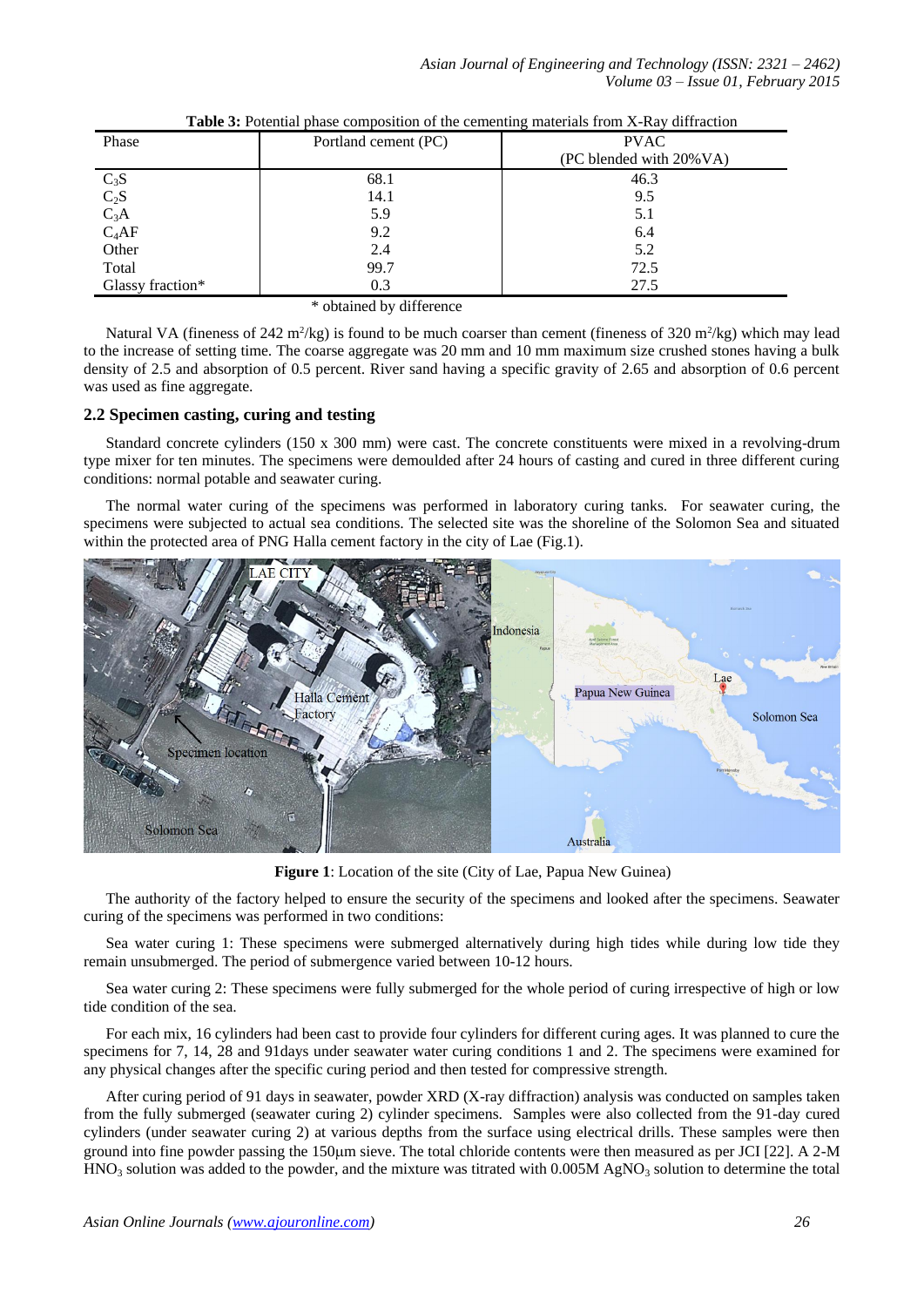**Table 3:** Potential phase composition of the cementing materials from X-Ray diffraction

| Phase | Portland cement (PC) | PVAC (PC blended with 20%VA) |
|---|---|---|
| $C_3S$ | 68.1 | 46.3 |
| $C_2S$ | 14.1 | 9.5 |
| $C_3A$ | 5.9 | 5.1 |
| $C_4AF$ | 9.2 | 6.4 |
| Other | 2.4 | 5.2 |
| Total | 99.7 | 72.5 |
| Glassy fraction* | 0.3 | 27.5 |

* obtained by difference

Natural VA (fineness of 242 $m^2/kg$) is found to be much coarser than cement (fineness of 320 $m^2/kg$) which may lead to the increase of setting time. The coarse aggregate was 20 mm and 10 mm maximum size crushed stones having a bulk density of 2.5 and absorption of 0.5 percent. River sand having a specific gravity of 2.65 and absorption of 0.6 percent was used as fine aggregate.

## 2.2 Specimen casting, curing and testing

Standard concrete cylinders (150 x 300 mm) were cast. The concrete constituents were mixed in a revolving-drum type mixer for ten minutes. The specimens were demoulded after 24 hours of casting and cured in three different curing conditions: normal potable and seawater curing.

The normal water curing of the specimens was performed in laboratory curing tanks. For seawater curing, the specimens were subjected to actual sea conditions. The selected site was the shoreline of the Solomon Sea and situated within the protected area of PNG Halla cement factory in the city of Lae (Fig.1).

**Figure 1**: Location of the site (City of Lae, Papua New Guinea)

The authority of the factory helped to ensure the security of the specimens and looked after the specimens. Seawater curing of the specimens was performed in two conditions:

Sea water curing 1: These specimens were submerged alternatively during high tides while during low tide they remain unsubmerged. The period of submergence varied between 10-12 hours.

Sea water curing 2: These specimens were fully submerged for the whole period of curing irrespective of high or low tide condition of the sea.

For each mix, 16 cylinders had been cast to provide four cylinders for different curing ages. It was planned to cure the specimens for 7, 14, 28 and 91days under seawater water curing conditions 1 and 2. The specimens were examined for any physical changes after the specific curing period and then tested for compressive strength.

After curing period of 91 days in seawater, powder XRD (X-ray diffraction) analysis was conducted on samples taken from the fully submerged (seawater curing 2) cylinder specimens. Samples were also collected from the 91-day cured cylinders (under seawater curing 2) at various depths from the surface using electrical drills. These samples were then ground into fine powder passing the 150μm sieve. The total chloride contents were then measured as per JCI [22]. A 2-M $HNO_3$ solution was added to the powder, and the mixture was titrated with 0.005M $AgNO_3$ solution to determine the total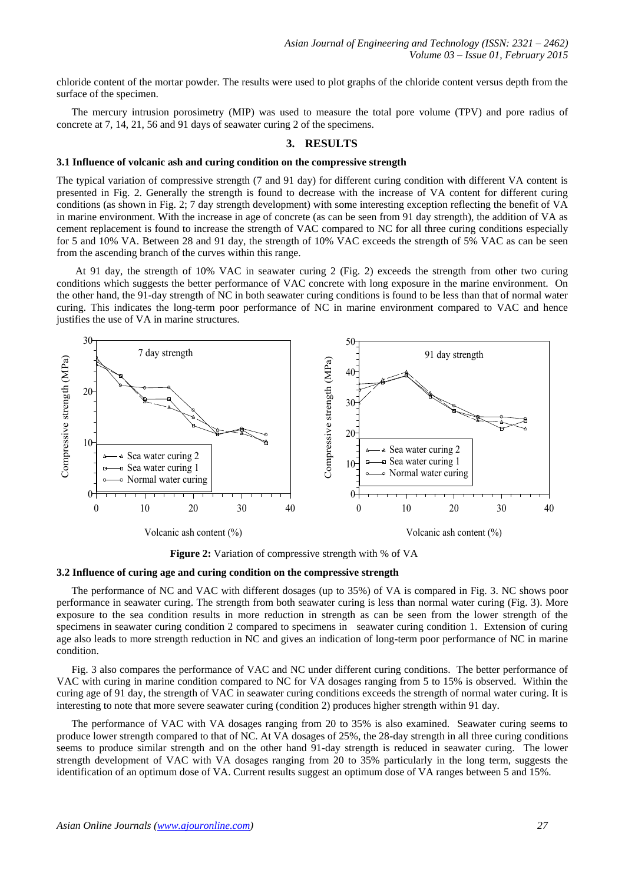chloride content of the mortar powder. The results were used to plot graphs of the chloride content versus depth from the surface of the specimen.

The mercury intrusion porosimetry (MIP) was used to measure the total pore volume (TPV) and pore radius of concrete at 7, 14, 21, 56 and 91 days of seawater curing 2 of the specimens.

## 3. RESULTS

### 3.1 Influence of volcanic ash and curing condition on the compressive strength

The typical variation of compressive strength (7 and 91 day) for different curing condition with different VA content is presented in Fig. 2. Generally the strength is found to decrease with the increase of VA content for different curing conditions (as shown in Fig. 2; 7 day strength development) with some interesting exception reflecting the benefit of VA in marine environment. With the increase in age of concrete (as can be seen from 91 day strength), the addition of VA as cement replacement is found to increase the strength of VAC compared to NC for all three curing conditions especially for 5 and 10% VA. Between 28 and 91 day, the strength of 10% VAC exceeds the strength of 5% VAC as can be seen from the ascending branch of the curves within this range.

At 91 day, the strength of 10% VAC in seawater curing 2 (Fig. 2) exceeds the strength from other two curing conditions which suggests the better performance of VAC concrete with long exposure in the marine environment. On the other hand, the 91-day strength of NC in both seawater curing conditions is found to be less than that of normal water curing. This indicates the long-term poor performance of NC in marine environment compared to VAC and hence justifies the use of VA in marine structures.

**Figure 2:** Variation of compressive strength with % of VA

### 3.2 Influence of curing age and curing condition on the compressive strength

The performance of NC and VAC with different dosages (up to 35%) of VA is compared in Fig. 3. NC shows poor performance in seawater curing. The strength from both seawater curing is less than normal water curing (Fig. 3). More exposure to the sea condition results in more reduction in strength as can be seen from the lower strength of the specimens in seawater curing condition 2 compared to specimens in seawater curing condition 1. Extension of curing age also leads to more strength reduction in NC and gives an indication of long-term poor performance of NC in marine condition.

Fig. 3 also compares the performance of VAC and NC under different curing conditions. The better performance of VAC with curing in marine condition compared to NC for VA dosages ranging from 5 to 15% is observed. Within the curing age of 91 day, the strength of VAC in seawater curing conditions exceeds the strength of normal water curing. It is interesting to note that more severe seawater curing (condition 2) produces higher strength within 91 day.

The performance of VAC with VA dosages ranging from 20 to 35% is also examined. Seawater curing seems to produce lower strength compared to that of NC. At VA dosages of 25%, the 28-day strength in all three curing conditions seems to produce similar strength and on the other hand 91-day strength is reduced in seawater curing. The lower strength development of VAC with VA dosages ranging from 20 to 35% particularly in the long term, suggests the identification of an optimum dose of VA. Current results suggest an optimum dose of VA ranges between 5 and 15%.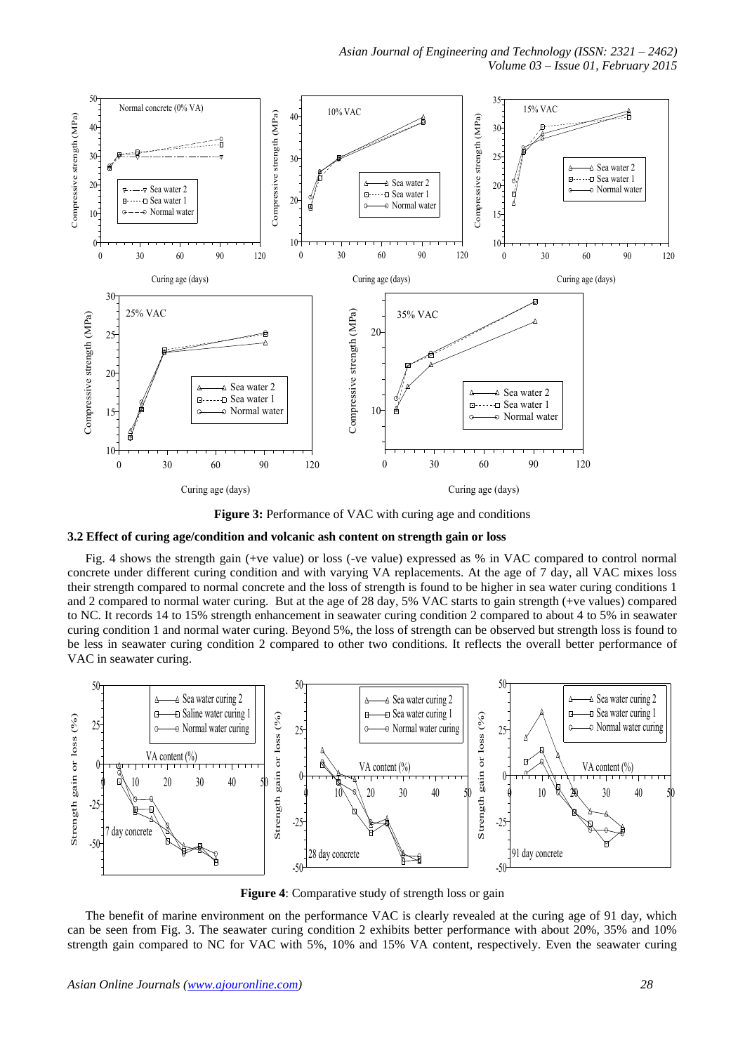**Figure 3:** Performance of VAC with curing age and conditions

### 3.2 Effect of curing age/condition and volcanic ash content on strength gain or loss

Fig. 4 shows the strength gain (+ve value) or loss (-ve value) expressed as % in VAC compared to control normal concrete under different curing condition and with varying VA replacements. At the age of 7 day, all VAC mixes loss their strength compared to normal concrete and the loss of strength is found to be higher in sea water curing conditions 1 and 2 compared to normal water curing. But at the age of 28 day, 5% VAC starts to gain strength (+ve values) compared to NC. It records 14 to 15% strength enhancement in seawater curing condition 2 compared to about 4 to 5% in seawater curing condition 1 and normal water curing. Beyond 5%, the loss of strength can be observed but strength loss is found to be less in seawater curing condition 2 compared to other two conditions. It reflects the overall better performance of VAC in seawater curing.

**Figure 4**: Comparative study of strength loss or gain

The benefit of marine environment on the performance VAC is clearly revealed at the curing age of 91 day, which can be seen from Fig. 3. The seawater curing condition 2 exhibits better performance with about 20%, 35% and 10% strength gain compared to NC for VAC with 5%, 10% and 15% VA content, respectively. Even the seawater curing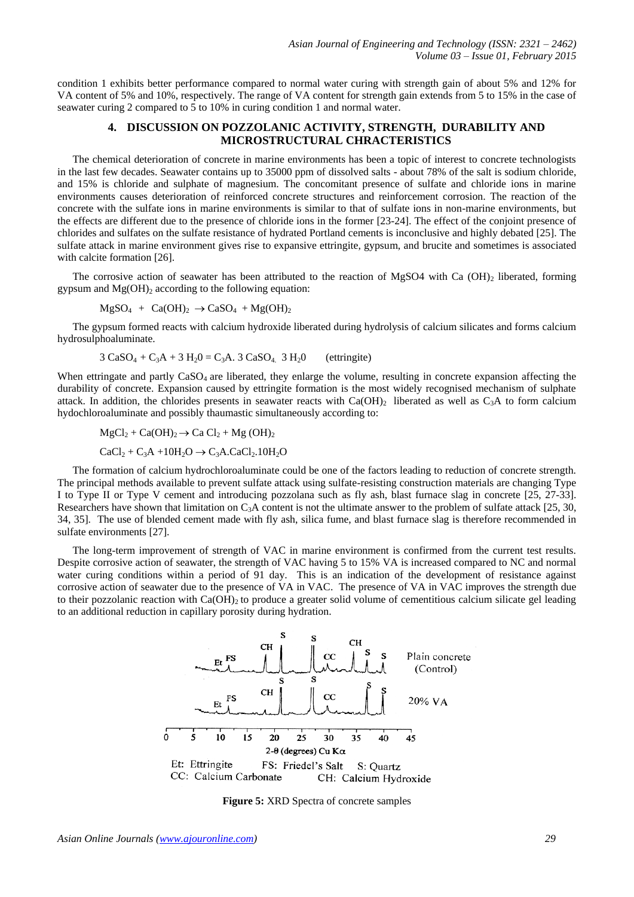condition 1 exhibits better performance compared to normal water curing with strength gain of about 5% and 12% for VA content of 5% and 10%, respectively. The range of VA content for strength gain extends from 5 to 15% in the case of seawater curing 2 compared to 5 to 10% in curing condition 1 and normal water.

## 4. DISCUSSION ON POZZOLANIC ACTIVITY, STRENGTH, DURABILITY AND MICROSTRUCTURAL CHRACTERISTICS

The chemical deterioration of concrete in marine environments has been a topic of interest to concrete technologists in the last few decades. Seawater contains up to 35000 ppm of dissolved salts - about 78% of the salt is sodium chloride, and 15% is chloride and sulphate of magnesium. The concomitant presence of sulfate and chloride ions in marine environments causes deterioration of reinforced concrete structures and reinforcement corrosion. The reaction of the concrete with the sulfate ions in marine environments is similar to that of sulfate ions in non-marine environments, but the effects are different due to the presence of chloride ions in the former [23-24]. The effect of the conjoint presence of chlorides and sulfates on the sulfate resistance of hydrated Portland cements is inconclusive and highly debated [25]. The sulfate attack in marine environment gives rise to expansive ettringite, gypsum, and brucite and sometimes is associated with calcite formation [26].

The corrosive action of seawater has been attributed to the reaction of MgSO4 with Ca $(OH)_2$ liberated, forming gypsum and $Mg(OH)_2$ according to the following equation:

$$MgSO_4 + Ca(OH)_2 \rightarrow CaSO_4 + Mg(OH)_2$$

The gypsum formed reacts with calcium hydroxide liberated during hydrolysis of calcium silicates and forms calcium hydrosulphoaluminate.

$$3\ CaSO_4 + C_3A + 3\ H_20 = C_3A.\ 3\ CaSO_{4.}\ 3\ H_20 \qquad \text{(ettringite)}$$

When ettringate and partly $CaSO_4$ are liberated, they enlarge the volume, resulting in concrete expansion affecting the durability of concrete. Expansion caused by ettringite formation is the most widely recognised mechanism of sulphate attack. In addition, the chlorides presents in seawater reacts with $Ca(OH)_2$ liberated as well as $C_3A$ to form calcium hydochloroaluminate and possibly thaumastic simultaneously according to:

$$MgCl_2 + Ca(OH)_2 \rightarrow Ca\ Cl_2 + Mg\ (OH)_2$$

$$CaCl_2 + C_3A + 10H_2O \rightarrow C_3A.CaCl_2.10H_2O$$

The formation of calcium hydrochloroaluminate could be one of the factors leading to reduction of concrete strength. The principal methods available to prevent sulfate attack using sulfate-resisting construction materials are changing Type I to Type II or Type V cement and introducing pozzolana such as fly ash, blast furnace slag in concrete [25, 27-33]. Researchers have shown that limitation on $C_3A$ content is not the ultimate answer to the problem of sulfate attack [25, 30, 34, 35]. The use of blended cement made with fly ash, silica fume, and blast furnace slag is therefore recommended in sulfate environments [27].

The long-term improvement of strength of VAC in marine environment is confirmed from the current test results. Despite corrosive action of seawater, the strength of VAC having 5 to 15% VA is increased compared to NC and normal water curing conditions within a period of 91 day. This is an indication of the development of resistance against corrosive action of seawater due to the presence of VA in VAC. The presence of VA in VAC improves the strength due to their pozzolanic reaction with $Ca(OH)_2$ to produce a greater solid volume of cementitious calcium silicate gel leading to an additional reduction in capillary porosity during hydration.

Et: Ettringite FS: Friedel's Salt S: Quartz
CC: Calcium Carbonate CH: Calcium Hydroxide

**Figure 5:** XRD Spectra of concrete samples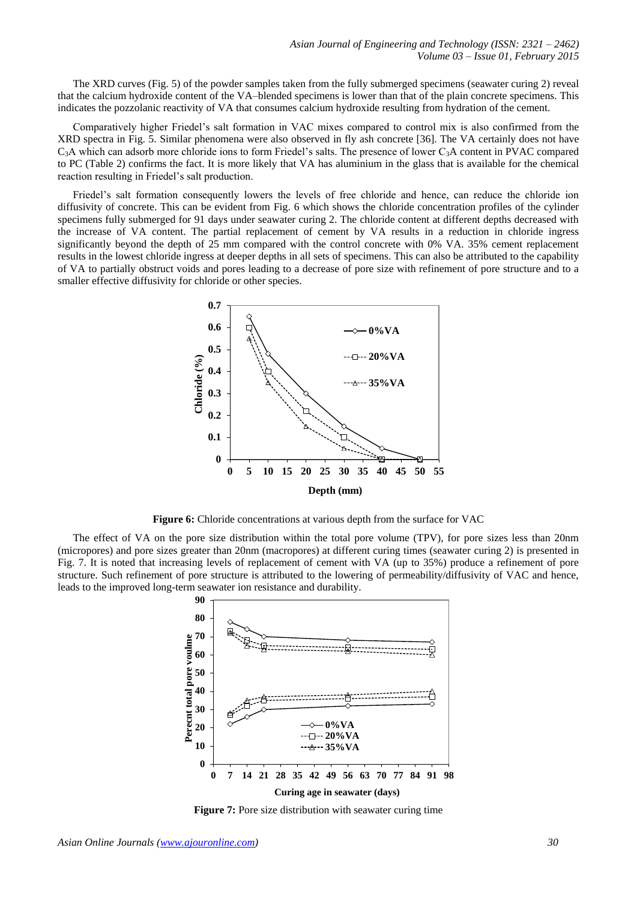The XRD curves (Fig. 5) of the powder samples taken from the fully submerged specimens (seawater curing 2) reveal that the calcium hydroxide content of the VA–blended specimens is lower than that of the plain concrete specimens. This indicates the pozzolanic reactivity of VA that consumes calcium hydroxide resulting from hydration of the cement.

Comparatively higher Friedel's salt formation in VAC mixes compared to control mix is also confirmed from the XRD spectra in Fig. 5. Similar phenomena were also observed in fly ash concrete [36]. The VA certainly does not have $C_3A$ which can adsorb more chloride ions to form Friedel's salts. The presence of lower $C_3A$ content in PVAC compared to PC (Table 2) confirms the fact. It is more likely that VA has aluminium in the glass that is available for the chemical reaction resulting in Friedel's salt production.

Friedel's salt formation consequently lowers the levels of free chloride and hence, can reduce the chloride ion diffusivity of concrete. This can be evident from Fig. 6 which shows the chloride concentration profiles of the cylinder specimens fully submerged for 91 days under seawater curing 2. The chloride content at different depths decreased with the increase of VA content. The partial replacement of cement by VA results in a reduction in chloride ingress significantly beyond the depth of 25 mm compared with the control concrete with 0% VA. 35% cement replacement results in the lowest chloride ingress at deeper depths in all sets of specimens. This can also be attributed to the capability of VA to partially obstruct voids and pores leading to a decrease of pore size with refinement of pore structure and to a smaller effective diffusivity for chloride or other species.

**Figure 6:** Chloride concentrations at various depth from the surface for VAC

The effect of VA on the pore size distribution within the total pore volume (TPV), for pore sizes less than 20nm (micropores) and pore sizes greater than 20nm (macropores) at different curing times (seawater curing 2) is presented in Fig. 7. It is noted that increasing levels of replacement of cement with VA (up to 35%) produce a refinement of pore structure. Such refinement of pore structure is attributed to the lowering of permeability/diffusivity of VAC and hence, leads to the improved long-term seawater ion resistance and durability.

**Figure 7:** Pore size distribution with seawater curing time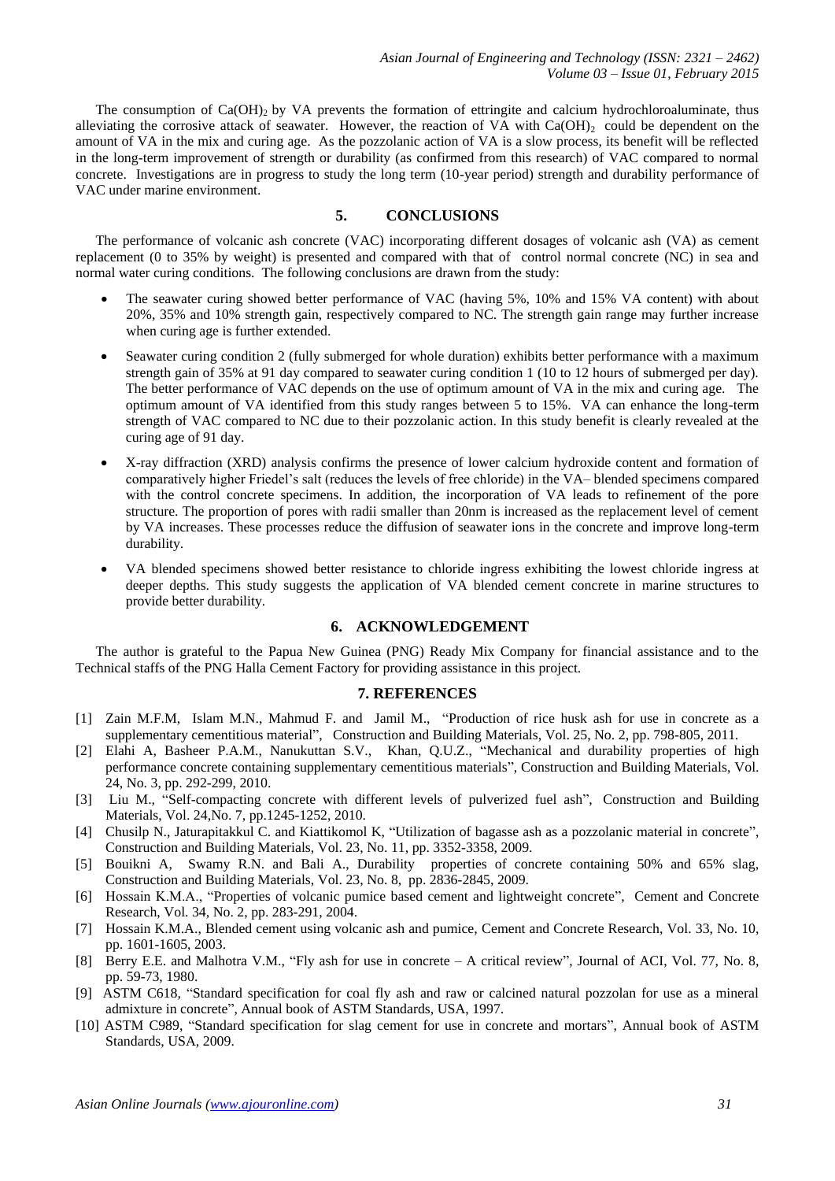The consumption of $Ca(OH)_2$ by VA prevents the formation of ettringite and calcium hydrochloroaluminate, thus alleviating the corrosive attack of seawater. However, the reaction of VA with $Ca(OH)_2$ could be dependent on the amount of VA in the mix and curing age. As the pozzolanic action of VA is a slow process, its benefit will be reflected in the long-term improvement of strength or durability (as confirmed from this research) of VAC compared to normal concrete. Investigations are in progress to study the long term (10-year period) strength and durability performance of VAC under marine environment.

## 5. CONCLUSIONS

The performance of volcanic ash concrete (VAC) incorporating different dosages of volcanic ash (VA) as cement replacement (0 to 35% by weight) is presented and compared with that of control normal concrete (NC) in sea and normal water curing conditions. The following conclusions are drawn from the study:

- The seawater curing showed better performance of VAC (having 5%, 10% and 15% VA content) with about 20%, 35% and 10% strength gain, respectively compared to NC. The strength gain range may further increase when curing age is further extended.
- Seawater curing condition 2 (fully submerged for whole duration) exhibits better performance with a maximum strength gain of 35% at 91 day compared to seawater curing condition 1 (10 to 12 hours of submerged per day). The better performance of VAC depends on the use of optimum amount of VA in the mix and curing age. The optimum amount of VA identified from this study ranges between 5 to 15%. VA can enhance the long-term strength of VAC compared to NC due to their pozzolanic action. In this study benefit is clearly revealed at the curing age of 91 day.
- X-ray diffraction (XRD) analysis confirms the presence of lower calcium hydroxide content and formation of comparatively higher Friedel's salt (reduces the levels of free chloride) in the VA– blended specimens compared with the control concrete specimens. In addition, the incorporation of VA leads to refinement of the pore structure. The proportion of pores with radii smaller than 20nm is increased as the replacement level of cement by VA increases. These processes reduce the diffusion of seawater ions in the concrete and improve long-term durability.
- VA blended specimens showed better resistance to chloride ingress exhibiting the lowest chloride ingress at deeper depths. This study suggests the application of VA blended cement concrete in marine structures to provide better durability.

## 6. ACKNOWLEDGEMENT

The author is grateful to the Papua New Guinea (PNG) Ready Mix Company for financial assistance and to the Technical staffs of the PNG Halla Cement Factory for providing assistance in this project.

## 7. REFERENCES

[1] Zain M.F.M, Islam M.N., Mahmud F. and Jamil M., "Production of rice husk ash for use in concrete as a supplementary cementitious material", Construction and Building Materials, Vol. 25, No. 2, pp. 798-805, 2011.

[2] Elahi A, Basheer P.A.M., Nanukuttan S.V., Khan, Q.U.Z., "Mechanical and durability properties of high performance concrete containing supplementary cementitious materials", Construction and Building Materials, Vol. 24, No. 3, pp. 292-299, 2010.

[3] Liu M., "Self-compacting concrete with different levels of pulverized fuel ash", Construction and Building Materials, Vol. 24,No. 7, pp.1245-1252, 2010.

[4] Chusilp N., Jaturapitakkul C. and Kiattikomol K, "Utilization of bagasse ash as a pozzolanic material in concrete", Construction and Building Materials, Vol. 23, No. 11, pp. 3352-3358, 2009.

[5] Bouikni A, Swamy R.N. and Bali A., Durability properties of concrete containing 50% and 65% slag, Construction and Building Materials, Vol. 23, No. 8, pp. 2836-2845, 2009.

[6] Hossain K.M.A., "Properties of volcanic pumice based cement and lightweight concrete", Cement and Concrete Research, Vol. 34, No. 2, pp. 283-291, 2004.

[7] Hossain K.M.A., Blended cement using volcanic ash and pumice, Cement and Concrete Research, Vol. 33, No. 10, pp. 1601-1605, 2003.

[8] Berry E.E. and Malhotra V.M., "Fly ash for use in concrete – A critical review", Journal of ACI, Vol. 77, No. 8, pp. 59-73, 1980.

[9] ASTM C618, "Standard specification for coal fly ash and raw or calcined natural pozzolan for use as a mineral admixture in concrete", Annual book of ASTM Standards, USA, 1997.

[10] ASTM C989, "Standard specification for slag cement for use in concrete and mortars", Annual book of ASTM Standards, USA, 2009.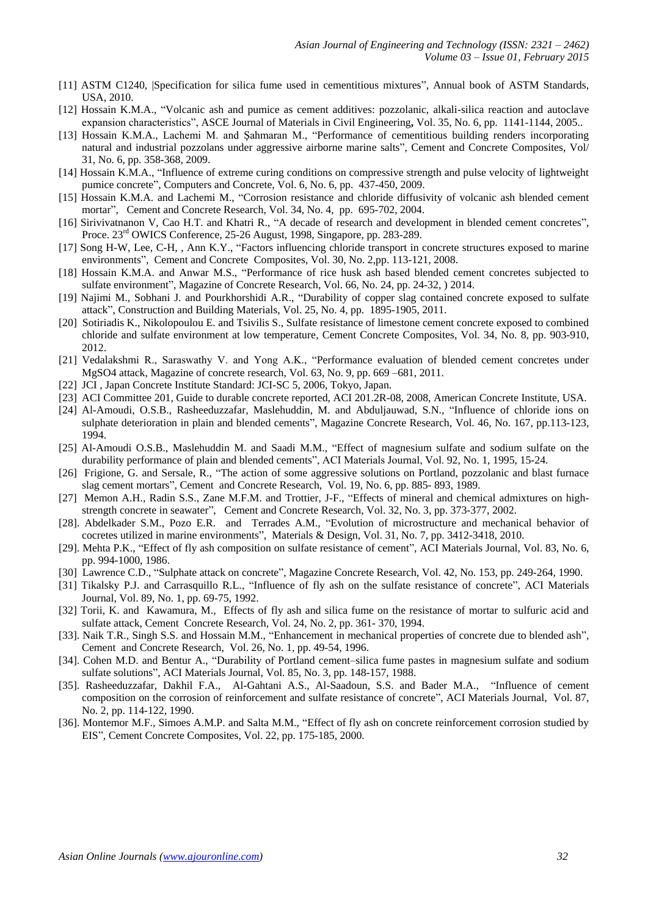[11] ASTM C1240, |Specification for silica fume used in cementitious mixtures", Annual book of ASTM Standards, USA, 2010.

[12] Hossain K.M.A., "Volcanic ash and pumice as cement additives: pozzolanic, alkali-silica reaction and autoclave expansion characteristics", ASCE Journal of Materials in Civil Engineering**,** Vol. 35, No. 6, pp. 1141-1144, 2005..

[13] Hossain K.M.A., Lachemi M. and Şahmaran M., "Performance of cementitious building renders incorporating natural and industrial pozzolans under aggressive airborne marine salts", Cement and Concrete Composites, Vol/ 31, No. 6, pp. 358-368, 2009.

[14] Hossain K.M.A., "Influence of extreme curing conditions on compressive strength and pulse velocity of lightweight pumice concrete", Computers and Concrete, Vol. 6, No. 6, pp. 437-450, 2009.

[15] Hossain K.M.A. and Lachemi M., "Corrosion resistance and chloride diffusivity of volcanic ash blended cement mortar", Cement and Concrete Research, Vol. 34, No. 4, pp. 695-702, 2004.

[16] Sirivivatnanon V, Cao H.T. and Khatri R., "A decade of research and development in blended cement concretes", Proce. 23rd OWICS Conference, 25-26 August, 1998, Singapore, pp. 283-289.

[17] Song H-W, Lee, C-H, , Ann K.Y., "Factors influencing chloride transport in concrete structures exposed to marine environments", Cement and Concrete Composites, Vol. 30, No. 2,pp. 113-121, 2008.

[18] Hossain K.M.A. and Anwar M.S., "Performance of rice husk ash based blended cement concretes subjected to sulfate environment", Magazine of Concrete Research, Vol. 66, No. 24, pp. 24-32, ) 2014.

[19] Najimi M., Sobhani J. and Pourkhorshidi A.R., "Durability of copper slag contained concrete exposed to sulfate attack", Construction and Building Materials, Vol. 25, No. 4, pp. 1895-1905, 2011.

[20] Sotiriadis K., Nikolopoulou E. and Tsivilis S., Sulfate resistance of limestone cement concrete exposed to combined chloride and sulfate environment at low temperature, Cement Concrete Composites, Vol. 34, No. 8, pp. 903-910, 2012.

[21] Vedalakshmi R., Saraswathy V. and Yong A.K., "Performance evaluation of blended cement concretes under $MgSO_4$ attack, Magazine of concrete research, Vol. 63, No. 9, pp. 669 –681, 2011.

[22] JCI , Japan Concrete Institute Standard: JCI-SC 5, 2006, Tokyo, Japan.

[23] ACI Committee 201, Guide to durable concrete reported, ACI 201.2R-08, 2008, American Concrete Institute, USA.

[24] Al-Amoudi, O.S.B., Rasheeduzzafar, Maslehuddin, M. and Abduljauwad, S.N., "Influence of chloride ions on sulphate deterioration in plain and blended cements", Magazine Concrete Research, Vol. 46, No. 167, pp.113-123, 1994.

[25] Al-Amoudi O.S.B., Maslehuddin M. and Saadi M.M., "Effect of magnesium sulfate and sodium sulfate on the durability performance of plain and blended cements", ACI Materials Journal, Vol. 92, No. 1, 1995, 15-24.

[26] Frigione, G. and Sersale, R., "The action of some aggressive solutions on Portland, pozzolanic and blast furnace slag cement mortars", Cement and Concrete Research, Vol. 19, No. 6, pp. 885- 893, 1989.

[27] Memon A.H., Radin S.S., Zane M.F.M. and Trottier, J-F., "Effects of mineral and chemical admixtures on high-strength concrete in seawater", Cement and Concrete Research, Vol. 32, No. 3, pp. 373-377, 2002.

[28]. Abdelkader S.M., Pozo E.R. and Terrades A.M., "Evolution of microstructure and mechanical behavior of cocretes utilized in marine environments", Materials & Design, Vol. 31, No. 7, pp. 3412-3418, 2010.

[29]. Mehta P.K., "Effect of fly ash composition on sulfate resistance of cement", ACI Materials Journal, Vol. 83, No. 6, pp. 994-1000, 1986.

[30] Lawrence C.D., "Sulphate attack on concrete", Magazine Concrete Research, Vol. 42, No. 153, pp. 249-264, 1990.

[31] Tikalsky P.J. and Carrasquillo R.L., "Influence of fly ash on the sulfate resistance of concrete", ACI Materials Journal, Vol. 89, No. 1, pp. 69-75, 1992.

[32] Torii, K. and Kawamura, M., Effects of fly ash and silica fume on the resistance of mortar to sulfuric acid and sulfate attack, Cement Concrete Research, Vol. 24, No. 2, pp. 361- 370, 1994.

[33]. Naik T.R., Singh S.S. and Hossain M.M., "Enhancement in mechanical properties of concrete due to blended ash", Cement and Concrete Research, Vol. 26, No. 1, pp. 49-54, 1996.

[34]. Cohen M.D. and Bentur A., "Durability of Portland cement–silica fume pastes in magnesium sulfate and sodium sulfate solutions", ACI Materials Journal, Vol. 85, No. 3, pp. 148-157, 1988.

[35]. Rasheeduzzafar, Dakhil F.A., Al-Gahtani A.S., Al-Saadoun, S.S. and Bader M.A., "Influence of cement composition on the corrosion of reinforcement and sulfate resistance of concrete", ACI Materials Journal, Vol. 87, No. 2, pp. 114-122, 1990.

[36]. Montemor M.F., Simoes A.M.P. and Salta M.M., "Effect of fly ash on concrete reinforcement corrosion studied by EIS", Cement Concrete Composites, Vol. 22, pp. 175-185, 2000.